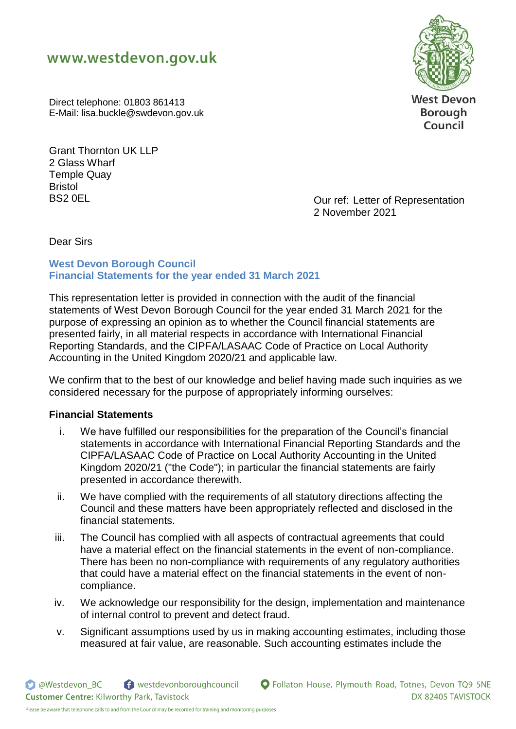www.westdevon.gov.uk

West Devon Borough Council

Direct telephone: 01803 861413
E-Mail: lisa.buckle@swdevon.gov.uk

Grant Thornton UK LLP
2 Glass Wharf
Temple Quay
Bristol
BS2 0EL

Our ref: Letter of Representation
2 November 2021

Dear Sirs

**West Devon Borough Council**
**Financial Statements for the year ended 31 March 2021**

This representation letter is provided in connection with the audit of the financial statements of West Devon Borough Council for the year ended 31 March 2021 for the purpose of expressing an opinion as to whether the Council financial statements are presented fairly, in all material respects in accordance with International Financial Reporting Standards, and the CIPFA/LASAAC Code of Practice on Local Authority Accounting in the United Kingdom 2020/21 and applicable law.

We confirm that to the best of our knowledge and belief having made such inquiries as we considered necessary for the purpose of appropriately informing ourselves:

### Financial Statements

i. We have fulfilled our responsibilities for the preparation of the Council's financial statements in accordance with International Financial Reporting Standards and the CIPFA/LASAAC Code of Practice on Local Authority Accounting in the United Kingdom 2020/21 ("the Code"); in particular the financial statements are fairly presented in accordance therewith.

ii. We have complied with the requirements of all statutory directions affecting the Council and these matters have been appropriately reflected and disclosed in the financial statements.

iii. The Council has complied with all aspects of contractual agreements that could have a material effect on the financial statements in the event of non-compliance. There has been no non-compliance with requirements of any regulatory authorities that could have a material effect on the financial statements in the event of non-compliance.

iv. We acknowledge our responsibility for the design, implementation and maintenance of internal control to prevent and detect fraud.

v. Significant assumptions used by us in making accounting estimates, including those measured at fair value, are reasonable. Such accounting estimates include the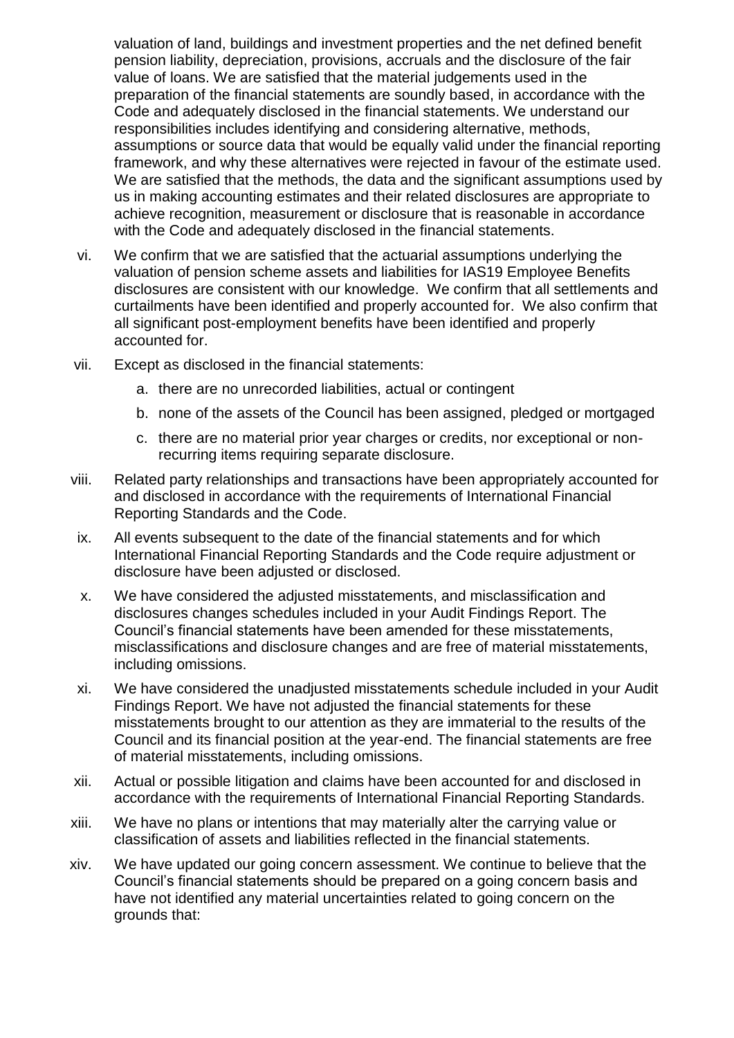valuation of land, buildings and investment properties and the net defined benefit pension liability, depreciation, provisions, accruals and the disclosure of the fair value of loans. We are satisfied that the material judgements used in the preparation of the financial statements are soundly based, in accordance with the Code and adequately disclosed in the financial statements. We understand our responsibilities includes identifying and considering alternative, methods, assumptions or source data that would be equally valid under the financial reporting framework, and why these alternatives were rejected in favour of the estimate used. We are satisfied that the methods, the data and the significant assumptions used by us in making accounting estimates and their related disclosures are appropriate to achieve recognition, measurement or disclosure that is reasonable in accordance with the Code and adequately disclosed in the financial statements.

vi. We confirm that we are satisfied that the actuarial assumptions underlying the valuation of pension scheme assets and liabilities for IAS19 Employee Benefits disclosures are consistent with our knowledge. We confirm that all settlements and curtailments have been identified and properly accounted for. We also confirm that all significant post-employment benefits have been identified and properly accounted for.

vii. Except as disclosed in the financial statements:

   a. there are no unrecorded liabilities, actual or contingent

   b. none of the assets of the Council has been assigned, pledged or mortgaged

   c. there are no material prior year charges or credits, nor exceptional or non-recurring items requiring separate disclosure.

viii. Related party relationships and transactions have been appropriately accounted for and disclosed in accordance with the requirements of International Financial Reporting Standards and the Code.

ix. All events subsequent to the date of the financial statements and for which International Financial Reporting Standards and the Code require adjustment or disclosure have been adjusted or disclosed.

x. We have considered the adjusted misstatements, and misclassification and disclosures changes schedules included in your Audit Findings Report. The Council's financial statements have been amended for these misstatements, misclassifications and disclosure changes and are free of material misstatements, including omissions.

xi. We have considered the unadjusted misstatements schedule included in your Audit Findings Report. We have not adjusted the financial statements for these misstatements brought to our attention as they are immaterial to the results of the Council and its financial position at the year-end. The financial statements are free of material misstatements, including omissions.

xii. Actual or possible litigation and claims have been accounted for and disclosed in accordance with the requirements of International Financial Reporting Standards.

xiii. We have no plans or intentions that may materially alter the carrying value or classification of assets and liabilities reflected in the financial statements.

xiv. We have updated our going concern assessment. We continue to believe that the Council's financial statements should be prepared on a going concern basis and have not identified any material uncertainties related to going concern on the grounds that: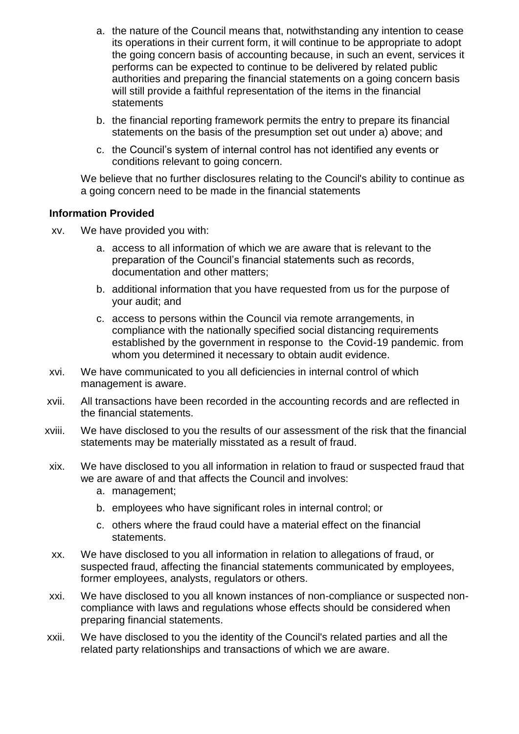a. the nature of the Council means that, notwithstanding any intention to cease its operations in their current form, it will continue to be appropriate to adopt the going concern basis of accounting because, in such an event, services it performs can be expected to continue to be delivered by related public authorities and preparing the financial statements on a going concern basis will still provide a faithful representation of the items in the financial statements

b. the financial reporting framework permits the entry to prepare its financial statements on the basis of the presumption set out under a) above; and

c. the Council's system of internal control has not identified any events or conditions relevant to going concern.

We believe that no further disclosures relating to the Council's ability to continue as a going concern need to be made in the financial statements

**Information Provided**

xv. We have provided you with:

  a. access to all information of which we are aware that is relevant to the preparation of the Council's financial statements such as records, documentation and other matters;

  b. additional information that you have requested from us for the purpose of your audit; and

  c. access to persons within the Council via remote arrangements, in compliance with the nationally specified social distancing requirements established by the government in response to the Covid-19 pandemic. from whom you determined it necessary to obtain audit evidence.

xvi. We have communicated to you all deficiencies in internal control of which management is aware.

xvii. All transactions have been recorded in the accounting records and are reflected in the financial statements.

xviii. We have disclosed to you the results of our assessment of the risk that the financial statements may be materially misstated as a result of fraud.

xix. We have disclosed to you all information in relation to fraud or suspected fraud that we are aware of and that affects the Council and involves:

  a. management;

  b. employees who have significant roles in internal control; or

  c. others where the fraud could have a material effect on the financial statements.

xx. We have disclosed to you all information in relation to allegations of fraud, or suspected fraud, affecting the financial statements communicated by employees, former employees, analysts, regulators or others.

xxi. We have disclosed to you all known instances of non-compliance or suspected non-compliance with laws and regulations whose effects should be considered when preparing financial statements.

xxii. We have disclosed to you the identity of the Council's related parties and all the related party relationships and transactions of which we are aware.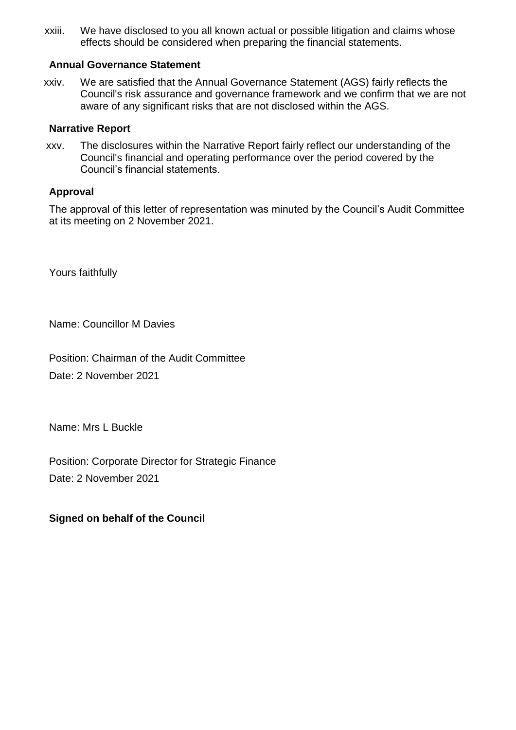xxiii. We have disclosed to you all known actual or possible litigation and claims whose effects should be considered when preparing the financial statements.

### Annual Governance Statement

xxiv. We are satisfied that the Annual Governance Statement (AGS) fairly reflects the Council's risk assurance and governance framework and we confirm that we are not aware of any significant risks that are not disclosed within the AGS.

### Narrative Report

xxv. The disclosures within the Narrative Report fairly reflect our understanding of the Council's financial and operating performance over the period covered by the Council's financial statements.

### Approval

The approval of this letter of representation was minuted by the Council's Audit Committee at its meeting on 2 November 2021.

Yours faithfully

Name: Councillor M Davies

Position: Chairman of the Audit Committee

Date: 2 November 2021

Name: Mrs L Buckle

Position: Corporate Director for Strategic Finance

Date: 2 November 2021

**Signed on behalf of the Council**